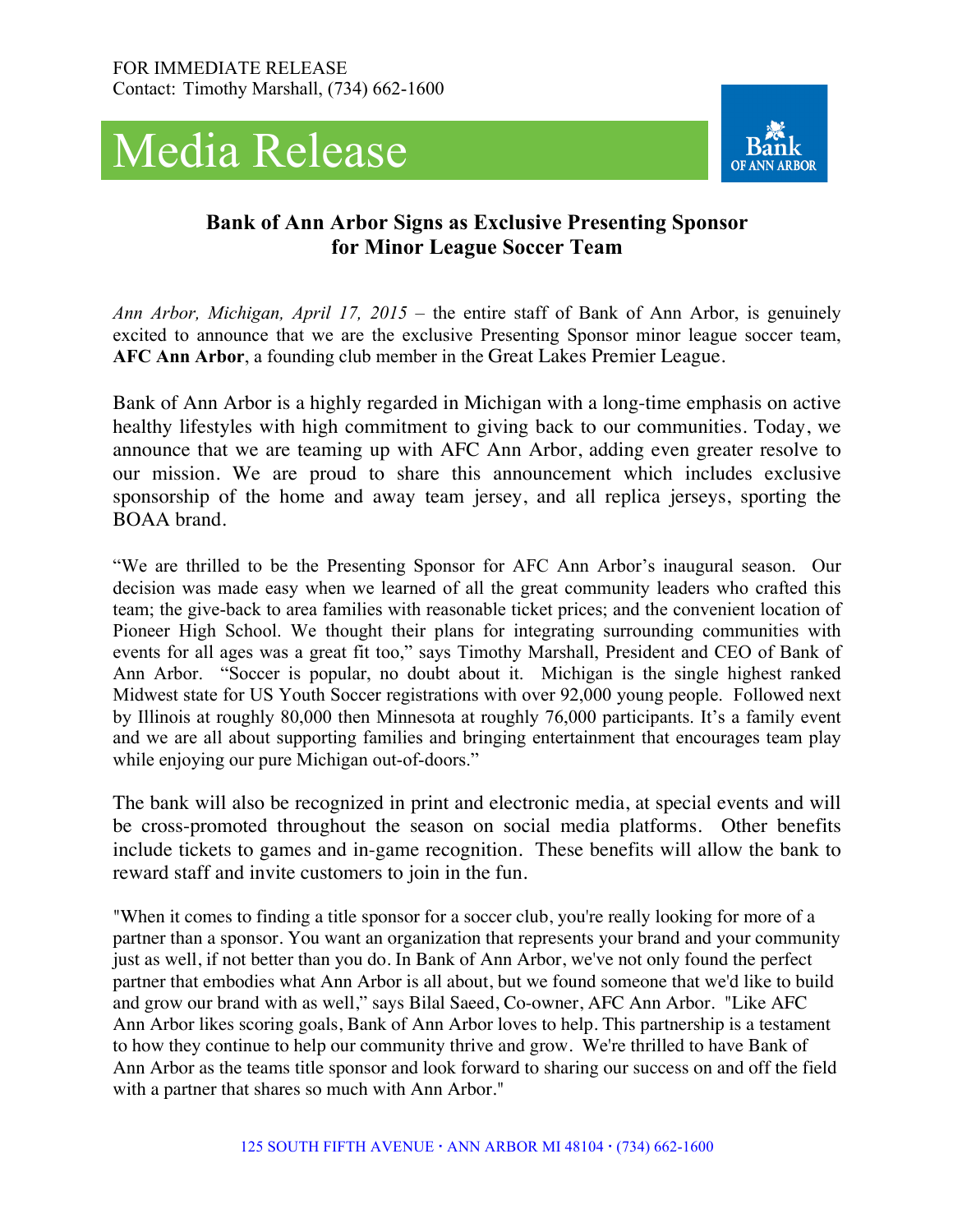FOR IMMEDIATE RELEASE
Contact: Timothy Marshall, (734) 662-1600

# Media Release

Bank OF ANN ARBOR

## Bank of Ann Arbor Signs as Exclusive Presenting Sponsor for Minor League Soccer Team

*Ann Arbor, Michigan, April 17, 2015* – the entire staff of Bank of Ann Arbor, is genuinely excited to announce that we are the exclusive Presenting Sponsor minor league soccer team, **AFC Ann Arbor**, a founding club member in the Great Lakes Premier League.

Bank of Ann Arbor is a highly regarded in Michigan with a long-time emphasis on active healthy lifestyles with high commitment to giving back to our communities. Today, we announce that we are teaming up with AFC Ann Arbor, adding even greater resolve to our mission. We are proud to share this announcement which includes exclusive sponsorship of the home and away team jersey, and all replica jerseys, sporting the BOAA brand.

"We are thrilled to be the Presenting Sponsor for AFC Ann Arbor's inaugural season. Our decision was made easy when we learned of all the great community leaders who crafted this team; the give-back to area families with reasonable ticket prices; and the convenient location of Pioneer High School. We thought their plans for integrating surrounding communities with events for all ages was a great fit too," says Timothy Marshall, President and CEO of Bank of Ann Arbor. "Soccer is popular, no doubt about it. Michigan is the single highest ranked Midwest state for US Youth Soccer registrations with over 92,000 young people. Followed next by Illinois at roughly 80,000 then Minnesota at roughly 76,000 participants. It's a family event and we are all about supporting families and bringing entertainment that encourages team play while enjoying our pure Michigan out-of-doors."

The bank will also be recognized in print and electronic media, at special events and will be cross-promoted throughout the season on social media platforms. Other benefits include tickets to games and in-game recognition. These benefits will allow the bank to reward staff and invite customers to join in the fun.

"When it comes to finding a title sponsor for a soccer club, you're really looking for more of a partner than a sponsor. You want an organization that represents your brand and your community just as well, if not better than you do. In Bank of Ann Arbor, we've not only found the perfect partner that embodies what Ann Arbor is all about, but we found someone that we'd like to build and grow our brand with as well," says Bilal Saeed, Co-owner, AFC Ann Arbor. "Like AFC Ann Arbor likes scoring goals, Bank of Ann Arbor loves to help. This partnership is a testament to how they continue to help our community thrive and grow. We're thrilled to have Bank of Ann Arbor as the teams title sponsor and look forward to sharing our success on and off the field with a partner that shares so much with Ann Arbor."

125 SOUTH FIFTH AVENUE · ANN ARBOR MI 48104 · (734) 662-1600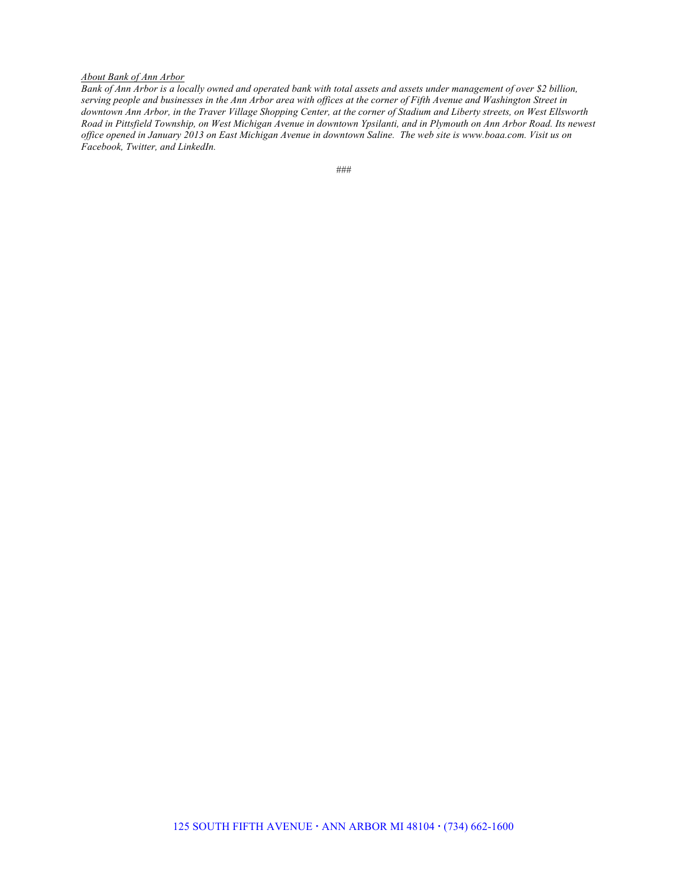*About Bank of Ann Arbor*

*Bank of Ann Arbor is a locally owned and operated bank with total assets and assets under management of over $2 billion, serving people and businesses in the Ann Arbor area with offices at the corner of Fifth Avenue and Washington Street in downtown Ann Arbor, in the Traver Village Shopping Center, at the corner of Stadium and Liberty streets, on West Ellsworth Road in Pittsfield Township, on West Michigan Avenue in downtown Ypsilanti, and in Plymouth on Ann Arbor Road. Its newest office opened in January 2013 on East Michigan Avenue in downtown Saline. The web site is www.boaa.com. Visit us on Facebook, Twitter, and LinkedIn.*

###

125 SOUTH FIFTH AVENUE · ANN ARBOR MI 48104 · (734) 662-1600